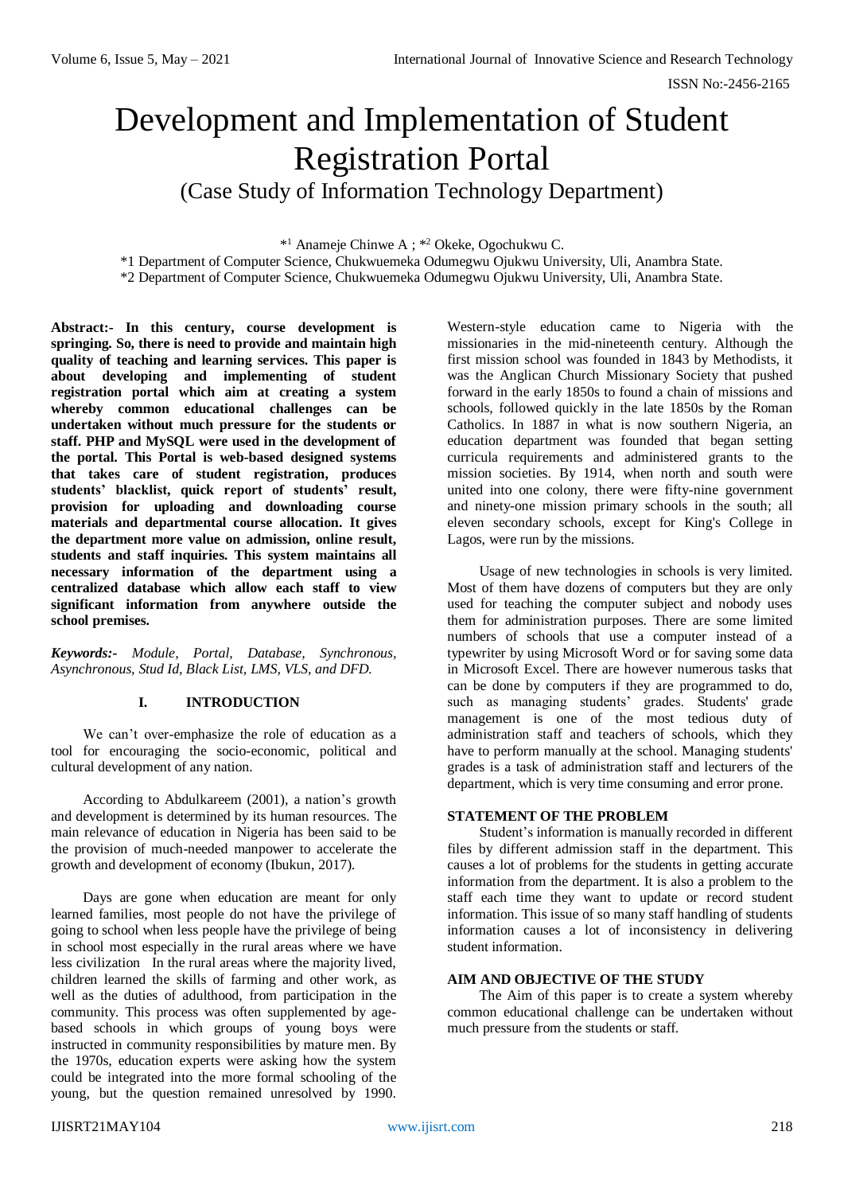# Development and Implementation of Student Registration Portal

(Case Study of Information Technology Department)

*[1] Anameje Chinwe A ; *[2] Okeke, Ogochukwu C.

*1 Department of Computer Science, Chukwuemeka Odumegwu Ojukwu University, Uli, Anambra State.
*2 Department of Computer Science, Chukwuemeka Odumegwu Ojukwu University, Uli, Anambra State.

**Abstract:- In this century, course development is springing. So, there is need to provide and maintain high quality of teaching and learning services. This paper is about developing and implementing of student registration portal which aim at creating a system whereby common educational challenges can be undertaken without much pressure for the students or staff. PHP and MySQL were used in the development of the portal. This Portal is web-based designed systems that takes care of student registration, produces students' blacklist, quick report of students' result, provision for uploading and downloading course materials and departmental course allocation. It gives the department more value on admission, online result, students and staff inquiries. This system maintains all necessary information of the department using a centralized database which allow each staff to view significant information from anywhere outside the school premises.**

***Keywords:-** Module, Portal, Database, Synchronous, Asynchronous, Stud Id, Black List, LMS, VLS, and DFD.*

## I. INTRODUCTION

We can't over-emphasize the role of education as a tool for encouraging the socio-economic, political and cultural development of any nation.

According to Abdulkareem (2001), a nation's growth and development is determined by its human resources. The main relevance of education in Nigeria has been said to be the provision of much-needed manpower to accelerate the growth and development of economy (Ibukun, 2017).

Days are gone when education are meant for only learned families, most people do not have the privilege of going to school when less people have the privilege of being in school most especially in the rural areas where we have less civilization In the rural areas where the majority lived, children learned the skills of farming and other work, as well as the duties of adulthood, from participation in the community. This process was often supplemented by age-based schools in which groups of young boys were instructed in community responsibilities by mature men. By the 1970s, education experts were asking how the system could be integrated into the more formal schooling of the young, but the question remained unresolved by 1990. Western-style education came to Nigeria with the missionaries in the mid-nineteenth century. Although the first mission school was founded in 1843 by Methodists, it was the Anglican Church Missionary Society that pushed forward in the early 1850s to found a chain of missions and schools, followed quickly in the late 1850s by the Roman Catholics. In 1887 in what is now southern Nigeria, an education department was founded that began setting curricula requirements and administered grants to the mission societies. By 1914, when north and south were united into one colony, there were fifty-nine government and ninety-one mission primary schools in the south; all eleven secondary schools, except for King's College in Lagos, were run by the missions.

Usage of new technologies in schools is very limited. Most of them have dozens of computers but they are only used for teaching the computer subject and nobody uses them for administration purposes. There are some limited numbers of schools that use a computer instead of a typewriter by using Microsoft Word or for saving some data in Microsoft Excel. There are however numerous tasks that can be done by computers if they are programmed to do, such as managing students' grades. Students' grade management is one of the most tedious duty of administration staff and teachers of schools, which they have to perform manually at the school. Managing students' grades is a task of administration staff and lecturers of the department, which is very time consuming and error prone.

### STATEMENT OF THE PROBLEM

Student's information is manually recorded in different files by different admission staff in the department. This causes a lot of problems for the students in getting accurate information from the department. It is also a problem to the staff each time they want to update or record student information. This issue of so many staff handling of students information causes a lot of inconsistency in delivering student information.

### AIM AND OBJECTIVE OF THE STUDY

The Aim of this paper is to create a system whereby common educational challenge can be undertaken without much pressure from the students or staff.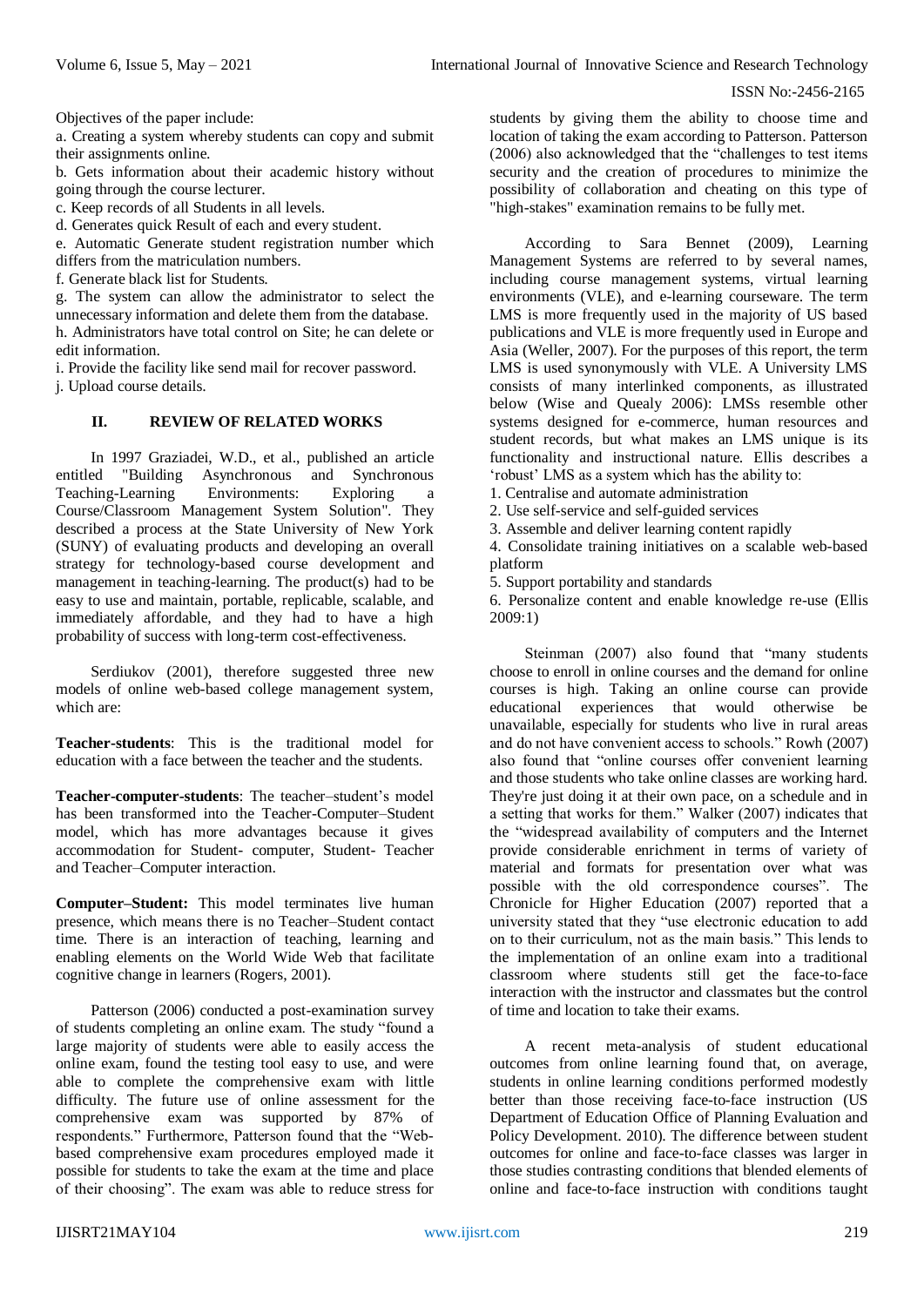Objectives of the paper include:

a. Creating a system whereby students can copy and submit their assignments online.
b. Gets information about their academic history without going through the course lecturer.
c. Keep records of all Students in all levels.
d. Generates quick Result of each and every student.
e. Automatic Generate student registration number which differs from the matriculation numbers.
f. Generate black list for Students.
g. The system can allow the administrator to select the unnecessary information and delete them from the database.
h. Administrators have total control on Site; he can delete or edit information.
i. Provide the facility like send mail for recover password.
j. Upload course details.

## II. REVIEW OF RELATED WORKS

In 1997 Graziadei, W.D., et al., published an article entitled "Building Asynchronous and Synchronous Teaching-Learning Environments: Exploring a Course/Classroom Management System Solution". They described a process at the State University of New York (SUNY) of evaluating products and developing an overall strategy for technology-based course development and management in teaching-learning. The product(s) had to be easy to use and maintain, portable, replicable, scalable, and immediately affordable, and they had to have a high probability of success with long-term cost-effectiveness.

Serdiukov (2001), therefore suggested three new models of online web-based college management system, which are:

**Teacher-students**: This is the traditional model for education with a face between the teacher and the students.

**Teacher-computer-students**: The teacher–student's model has been transformed into the Teacher-Computer–Student model, which has more advantages because it gives accommodation for Student- computer, Student- Teacher and Teacher–Computer interaction.

**Computer–Student:** This model terminates live human presence, which means there is no Teacher–Student contact time. There is an interaction of teaching, learning and enabling elements on the World Wide Web that facilitate cognitive change in learners (Rogers, 2001).

Patterson (2006) conducted a post-examination survey of students completing an online exam. The study "found a large majority of students were able to easily access the online exam, found the testing tool easy to use, and were able to complete the comprehensive exam with little difficulty. The future use of online assessment for the comprehensive exam was supported by 87% of respondents." Furthermore, Patterson found that the "Web-based comprehensive exam procedures employed made it possible for students to take the exam at the time and place of their choosing". The exam was able to reduce stress for students by giving them the ability to choose time and location of taking the exam according to Patterson. Patterson (2006) also acknowledged that the "challenges to test items security and the creation of procedures to minimize the possibility of collaboration and cheating on this type of "high-stakes" examination remains to be fully met.

According to Sara Bennet (2009), Learning Management Systems are referred to by several names, including course management systems, virtual learning environments (VLE), and e-learning courseware. The term LMS is more frequently used in the majority of US based publications and VLE is more frequently used in Europe and Asia (Weller, 2007). For the purposes of this report, the term LMS is used synonymously with VLE. A University LMS consists of many interlinked components, as illustrated below (Wise and Quealy 2006): LMSs resemble other systems designed for e-commerce, human resources and student records, but what makes an LMS unique is its functionality and instructional nature. Ellis describes a 'robust' LMS as a system which has the ability to:

1. Centralise and automate administration
2. Use self-service and self-guided services
3. Assemble and deliver learning content rapidly
4. Consolidate training initiatives on a scalable web-based platform
5. Support portability and standards
6. Personalize content and enable knowledge re-use (Ellis 2009:1)

Steinman (2007) also found that "many students choose to enroll in online courses and the demand for online courses is high. Taking an online course can provide educational experiences that would otherwise be unavailable, especially for students who live in rural areas and do not have convenient access to schools." Rowh (2007) also found that "online courses offer convenient learning and those students who take online classes are working hard. They're just doing it at their own pace, on a schedule and in a setting that works for them." Walker (2007) indicates that the "widespread availability of computers and the Internet provide considerable enrichment in terms of variety of material and formats for presentation over what was possible with the old correspondence courses". The Chronicle for Higher Education (2007) reported that a university stated that they "use electronic education to add on to their curriculum, not as the main basis." This lends to the implementation of an online exam into a traditional classroom where students still get the face-to-face interaction with the instructor and classmates but the control of time and location to take their exams.

A recent meta-analysis of student educational outcomes from online learning found that, on average, students in online learning conditions performed modestly better than those receiving face-to-face instruction (US Department of Education Office of Planning Evaluation and Policy Development. 2010). The difference between student outcomes for online and face-to-face classes was larger in those studies contrasting conditions that blended elements of online and face-to-face instruction with conditions taught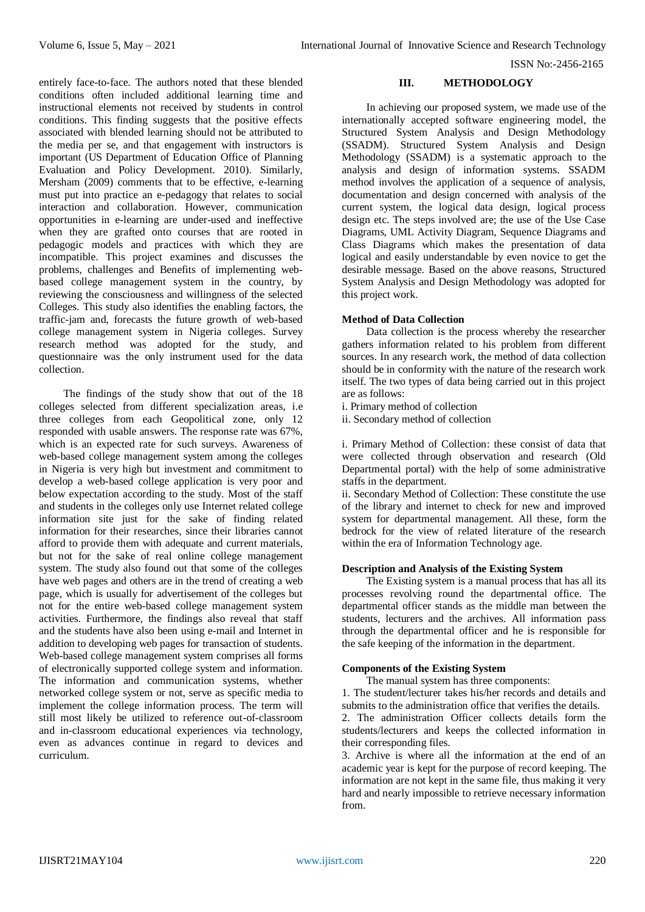entirely face-to-face. The authors noted that these blended conditions often included additional learning time and instructional elements not received by students in control conditions. This finding suggests that the positive effects associated with blended learning should not be attributed to the media per se, and that engagement with instructors is important (US Department of Education Office of Planning Evaluation and Policy Development. 2010). Similarly, Mersham (2009) comments that to be effective, e-learning must put into practice an e-pedagogy that relates to social interaction and collaboration. However, communication opportunities in e-learning are under-used and ineffective when they are grafted onto courses that are rooted in pedagogic models and practices with which they are incompatible. This project examines and discusses the problems, challenges and Benefits of implementing web-based college management system in the country, by reviewing the consciousness and willingness of the selected Colleges. This study also identifies the enabling factors, the traffic-jam and, forecasts the future growth of web-based college management system in Nigeria colleges. Survey research method was adopted for the study, and questionnaire was the only instrument used for the data collection.

The findings of the study show that out of the 18 colleges selected from different specialization areas, i.e three colleges from each Geopolitical zone, only 12 responded with usable answers. The response rate was 67%, which is an expected rate for such surveys. Awareness of web-based college management system among the colleges in Nigeria is very high but investment and commitment to develop a web-based college application is very poor and below expectation according to the study. Most of the staff and students in the colleges only use Internet related college information site just for the sake of finding related information for their researches, since their libraries cannot afford to provide them with adequate and current materials, but not for the sake of real online college management system. The study also found out that some of the colleges have web pages and others are in the trend of creating a web page, which is usually for advertisement of the colleges but not for the entire web-based college management system activities. Furthermore, the findings also reveal that staff and the students have also been using e-mail and Internet in addition to developing web pages for transaction of students. Web-based college management system comprises all forms of electronically supported college system and information. The information and communication systems, whether networked college system or not, serve as specific media to implement the college information process. The term will still most likely be utilized to reference out-of-classroom and in-classroom educational experiences via technology, even as advances continue in regard to devices and curriculum.

## III. METHODOLOGY

In achieving our proposed system, we made use of the internationally accepted software engineering model, the Structured System Analysis and Design Methodology (SSADM). Structured System Analysis and Design Methodology (SSADM) is a systematic approach to the analysis and design of information systems. SSADM method involves the application of a sequence of analysis, documentation and design concerned with analysis of the current system, the logical data design, logical process design etc. The steps involved are; the use of the Use Case Diagrams, UML Activity Diagram, Sequence Diagrams and Class Diagrams which makes the presentation of data logical and easily understandable by even novice to get the desirable message. Based on the above reasons, Structured System Analysis and Design Methodology was adopted for this project work.

### Method of Data Collection

Data collection is the process whereby the researcher gathers information related to his problem from different sources. In any research work, the method of data collection should be in conformity with the nature of the research work itself. The two types of data being carried out in this project are as follows:

i. Primary method of collection
ii. Secondary method of collection

i. Primary Method of Collection: these consist of data that were collected through observation and research (Old Departmental portal) with the help of some administrative staffs in the department.

ii. Secondary Method of Collection: These constitute the use of the library and internet to check for new and improved system for departmental management. All these, form the bedrock for the view of related literature of the research within the era of Information Technology age.

### Description and Analysis of the Existing System

The Existing system is a manual process that has all its processes revolving round the departmental office. The departmental officer stands as the middle man between the students, lecturers and the archives. All information pass through the departmental officer and he is responsible for the safe keeping of the information in the department.

### Components of the Existing System

The manual system has three components:

1. The student/lecturer takes his/her records and details and submits to the administration office that verifies the details.
2. The administration Officer collects details form the students/lecturers and keeps the collected information in their corresponding files.
3. Archive is where all the information at the end of an academic year is kept for the purpose of record keeping. The information are not kept in the same file, thus making it very hard and nearly impossible to retrieve necessary information from.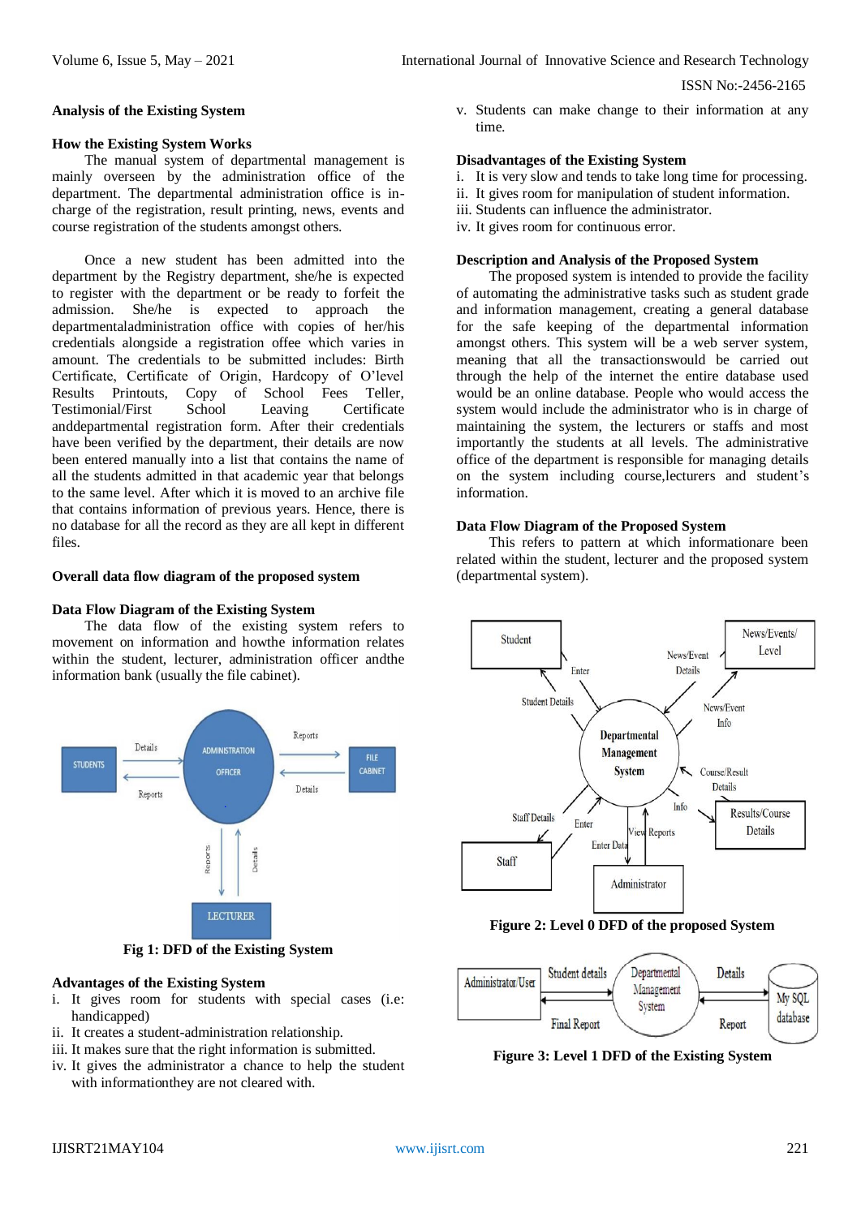### Analysis of the Existing System

### How the Existing System Works

The manual system of departmental management is mainly overseen by the administration office of the department. The departmental administration office is in-charge of the registration, result printing, news, events and course registration of the students amongst others.

Once a new student has been admitted into the department by the Registry department, she/he is expected to register with the department or be ready to forfeit the admission. She/he is expected to approach the departmentaladministration office with copies of her/his credentials alongside a registration feee which varies in amount. The credentials to be submitted includes: Birth Certificate, Certificate of Origin, Hardcopy of O'level Results Printouts, Copy of School Fees Teller, Testimonial/First School Leaving Certificate anddepartmental registration form. After their credentials have been verified by the department, their details are now been entered manually into a list that contains the name of all the students admitted in that academic year that belongs to the same level. After which it is moved to an archive file that contains information of previous years. Hence, there is no database for all the record as they are all kept in different files.

### Overall data flow diagram of the proposed system

### Data Flow Diagram of the Existing System

The data flow of the existing system refers to movement on information and howthe information relates within the student, lecturer, administration officer andthe information bank (usually the file cabinet).

Fig 1: DFD of the Existing System

### Advantages of the Existing System

i. It gives room for students with special cases (i.e: handicapped)
ii. It creates a student-administration relationship.
iii. It makes sure that the right information is submitted.
iv. It gives the administrator a chance to help the student with informationthey are not cleared with.
v. Students can make change to their information at any time.

### Disadvantages of the Existing System

i. It is very slow and tends to take long time for processing.
ii. It gives room for manipulation of student information.
iii. Students can influence the administrator.
iv. It gives room for continuous error.

### Description and Analysis of the Proposed System

The proposed system is intended to provide the facility of automating the administrative tasks such as student grade and information management, creating a general database for the safe keeping of the departmental information amongst others. This system will be a web server system, meaning that all the transactionswould be carried out through the help of the internet the entire database used would be an online database. People who would access the system would include the administrator who is in charge of maintaining the system, the lecturers or staffs and most importantly the students at all levels. The administrative office of the department is responsible for managing details on the system including course,lecturers and student's information.

### Data Flow Diagram of the Proposed System

This refers to pattern at which informationare been related within the student, lecturer and the proposed system (departmental system).

Figure 2: Level 0 DFD of the proposed System

Figure 3: Level 1 DFD of the Existing System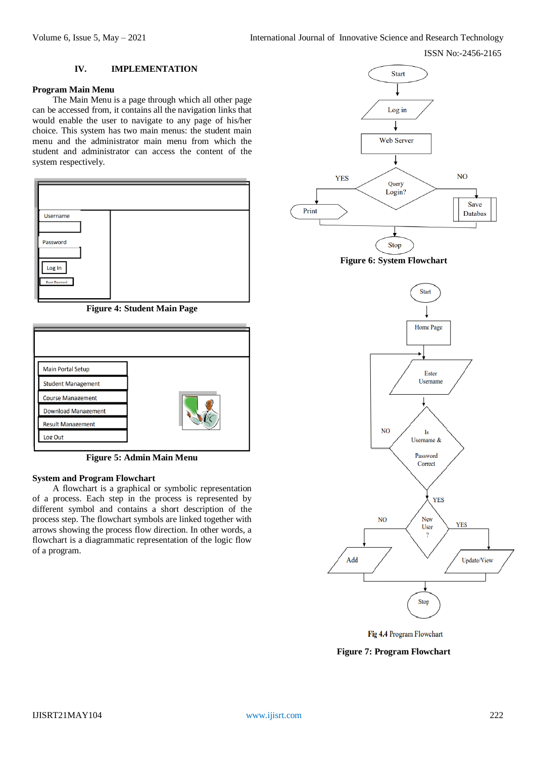## IV. IMPLEMENTATION

### Program Main Menu

The Main Menu is a page through which all other page can be accessed from, it contains all the navigation links that would enable the user to navigate to any page of his/her choice. This system has two main menus: the student main menu and the administrator main menu from which the student and administrator can access the content of the system respectively.

Figure 4: Student Main Page

Figure 5: Admin Main Menu

### System and Program Flowchart

A flowchart is a graphical or symbolic representation of a process. Each step in the process is represented by different symbol and contains a short description of the process step. The flowchart symbols are linked together with arrows showing the process flow direction. In other words, a flowchart is a diagrammatic representation of the logic flow of a program.

Figure 6: System Flowchart

Fig 4.4 Program Flowchart

Figure 7: Program Flowchart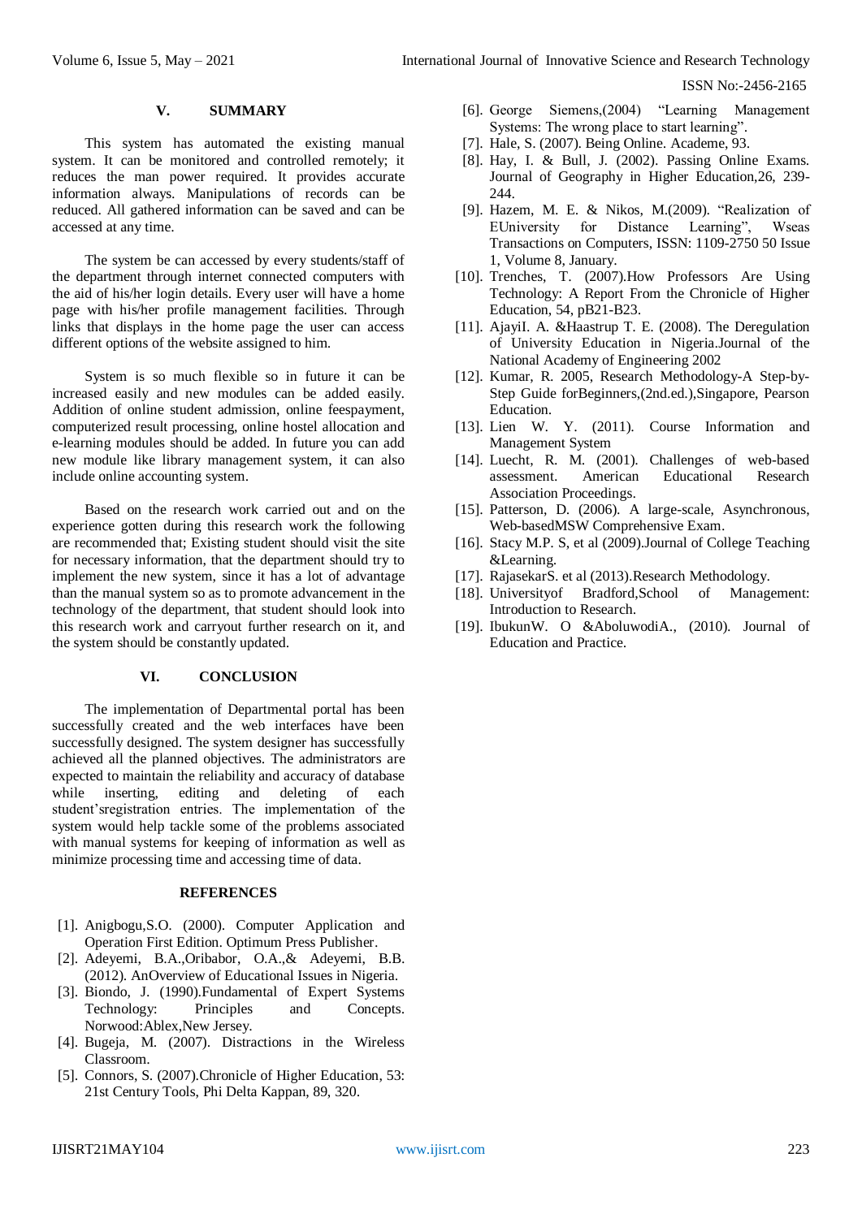## V. SUMMARY

This system has automated the existing manual system. It can be monitored and controlled remotely; it reduces the man power required. It provides accurate information always. Manipulations of records can be reduced. All gathered information can be saved and can be accessed at any time.

The system be can accessed by every students/staff of the department through internet connected computers with the aid of his/her login details. Every user will have a home page with his/her profile management facilities. Through links that displays in the home page the user can access different options of the website assigned to him.

System is so much flexible so in future it can be increased easily and new modules can be added easily. Addition of online student admission, online feespayment, computerized result processing, online hostel allocation and e-learning modules should be added. In future you can add new module like library management system, it can also include online accounting system.

Based on the research work carried out and on the experience gotten during this research work the following are recommended that; Existing student should visit the site for necessary information, that the department should try to implement the new system, since it has a lot of advantage than the manual system so as to promote advancement in the technology of the department, that student should look into this research work and carryout further research on it, and the system should be constantly updated.

## VI. CONCLUSION

The implementation of Departmental portal has been successfully created and the web interfaces have been successfully designed. The system designer has successfully achieved all the planned objectives. The administrators are expected to maintain the reliability and accuracy of database while inserting, editing and deleting of each student'sregistration entries. The implementation of the system would help tackle some of the problems associated with manual systems for keeping of information as well as minimize processing time and accessing time of data.

## REFERENCES

[1]. Anigbogu,S.O. (2000). Computer Application and Operation First Edition. Optimum Press Publisher.

[2]. Adeyemi, B.A.,Oribabor, O.A.,& Adeyemi, B.B. (2012). AnOverview of Educational Issues in Nigeria.

[3]. Biondo, J. (1990).Fundamental of Expert Systems Technology: Principles and Concepts. Norwood:Ablex,New Jersey.

[4]. Bugeja, M. (2007). Distractions in the Wireless Classroom.

[5]. Connors, S. (2007).Chronicle of Higher Education, 53: 21st Century Tools, Phi Delta Kappan, 89, 320.

[6]. George Siemens,(2004) "Learning Management Systems: The wrong place to start learning".

[7]. Hale, S. (2007). Being Online. Academe, 93.

[8]. Hay, I. & Bull, J. (2002). Passing Online Exams. Journal of Geography in Higher Education,26, 239-244.

[9]. Hazem, M. E. & Nikos, M.(2009). "Realization of EUniversity for Distance Learning", Wseas Transactions on Computers, ISSN: 1109-2750 50 Issue 1, Volume 8, January.

[10]. Trenches, T. (2007).How Professors Are Using Technology: A Report From the Chronicle of Higher Education, 54, pB21-B23.

[11]. AjayiI. A. &Haastrup T. E. (2008). The Deregulation of University Education in Nigeria.Journal of the National Academy of Engineering 2002

[12]. Kumar, R. 2005, Research Methodology-A Step-by-Step Guide forBeginners,(2nd.ed.),Singapore, Pearson Education.

[13]. Lien W. Y. (2011). Course Information and Management System

[14]. Luecht, R. M. (2001). Challenges of web-based assessment. American Educational Research Association Proceedings.

[15]. Patterson, D. (2006). A large-scale, Asynchronous, Web-basedMSW Comprehensive Exam.

[16]. Stacy M.P. S, et al (2009).Journal of College Teaching &Learning.

[17]. RajasekarS. et al (2013).Research Methodology.

[18]. Universityof Bradford,School of Management: Introduction to Research.

[19]. IbukunW. O &AboluwodiA., (2010). Journal of Education and Practice.